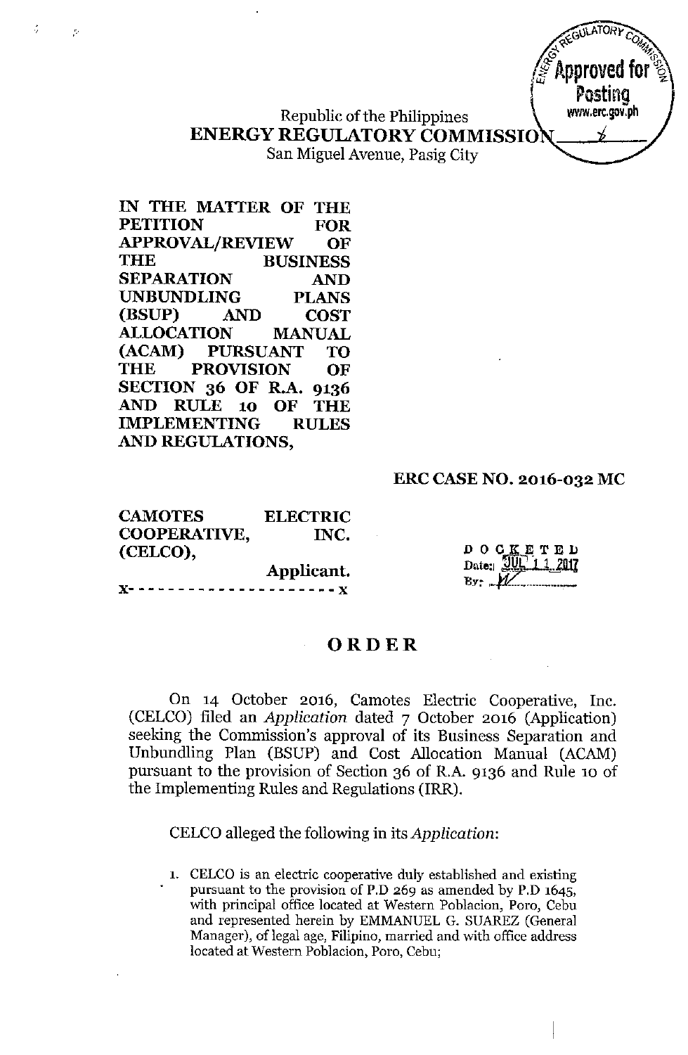Republic of the Philippines
**ENERGY REGULATORY COMMISSION**
San Miguel Avenue, Pasig City

**IN THE MATTER OF THE PETITION FOR APPROVAL/REVIEW OF THE BUSINESS SEPARATION AND UNBUNDLING PLANS (BSUP) AND COST ALLOCATION MANUAL (ACAM) PURSUANT TO THE PROVISION OF SECTION 36 OF R.A. 9136 AND RULE 10 OF THE IMPLEMENTING RULES AND REGULATIONS,**

**ERC CASE NO. 2016-032 MC**

**CAMOTES ELECTRIC COOPERATIVE, INC. (CELCO),**
**Applicant.**
x- - - - - - - - - - - - - - - - - - - - -x

DOCKETED
Date: JUL 11 2017
By: _______

# ORDER

On 14 October 2016, Camotes Electric Cooperative, Inc. (CELCO) filed an *Application* dated 7 October 2016 (Application) seeking the Commission's approval of its Business Separation and Unbundling Plan (BSUP) and Cost Allocation Manual (ACAM) pursuant to the provision of Section 36 of R.A. 9136 and Rule 10 of the Implementing Rules and Regulations (IRR).

CELCO alleged the following in its *Application*:

1. CELCO is an electric cooperative duly established and existing pursuant to the provision of P.D 269 as amended by P.D 1645, with principal office located at Western Poblacion, Poro, Cebu and represented herein by EMMANUEL G. SUAREZ (General Manager), of legal age, Filipino, married and with office address located at Western Poblacion, Poro, Cebu;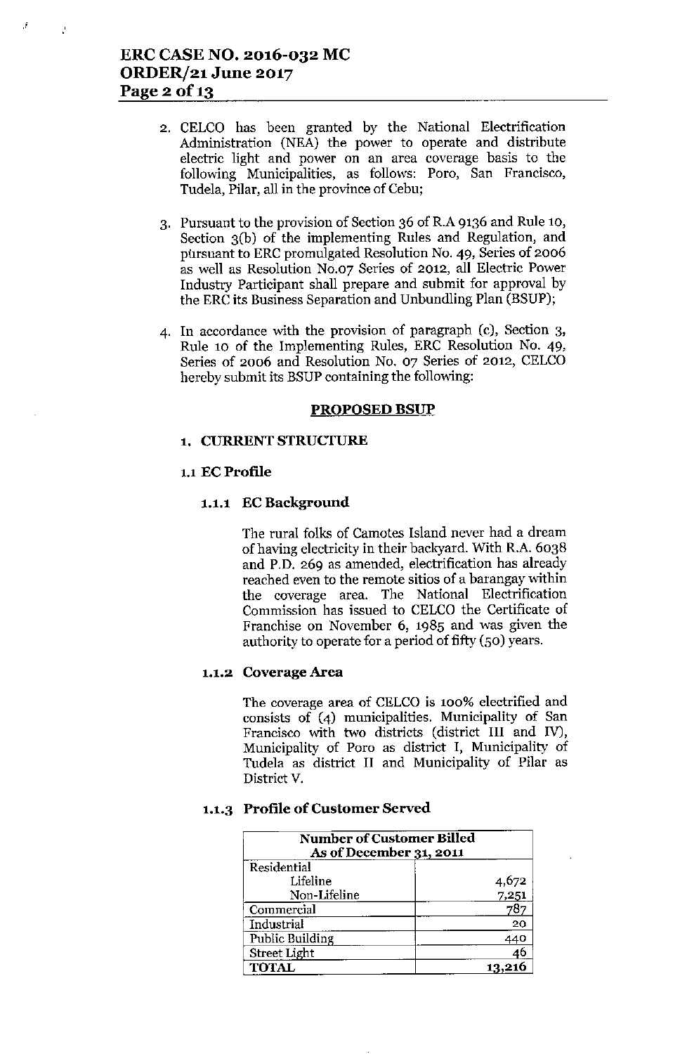2. CELCO has been granted by the National Electrification Administration (NEA) the power to operate and distribute electric light and power on an area coverage basis to the following Municipalities, as follows: Poro, San Francisco, Tudela, Pilar, all in the province of Cebu;

3. Pursuant to the provision of Section 36 of R.A 9136 and Rule 10, Section 3(b) of the implementing Rules and Regulation, and pursuant to ERC promulgated Resolution No. 49, Series of 2006 as well as Resolution No.07 Series of 2012, all Electric Power Industry Participant shall prepare and submit for approval by the ERC its Business Separation and Unbundling Plan (BSUP);

4. In accordance with the provision of paragraph (c), Section 3, Rule 10 of the Implementing Rules, ERC Resolution No. 49, Series of 2006 and Resolution No. 07 Series of 2012, CELCO hereby submit its BSUP containing the following:

## PROPOSED BSUP

### 1. CURRENT STRUCTURE

#### 1.1 EC Profile

##### 1.1.1 EC Background

The rural folks of Camotes Island never had a dream of having electricity in their backyard. With R.A. 6038 and P.D. 269 as amended, electrification has already reached even to the remote sitios of a barangay within the coverage area. The National Electrification Commission has issued to CELCO the Certificate of Franchise on November 6, 1985 and was given the authority to operate for a period of fifty (50) years.

##### 1.1.2 Coverage Area

The coverage area of CELCO is 100% electrified and consists of (4) municipalities. Municipality of San Francisco with two districts (district III and IV), Municipality of Poro as district I, Municipality of Tudela as district II and Municipality of Pilar as District V.

##### 1.1.3 Profile of Customer Served

| Number of Customer Billed As of December 31, 2011 | |
|---|---|
| Residential | |
| Lifeline | 4,672 |
| Non-Lifeline | 7,251 |
| Commercial | 787 |
| Industrial | 20 |
| Public Building | 440 |
| Street Light | 46 |
| TOTAL | 13,216 |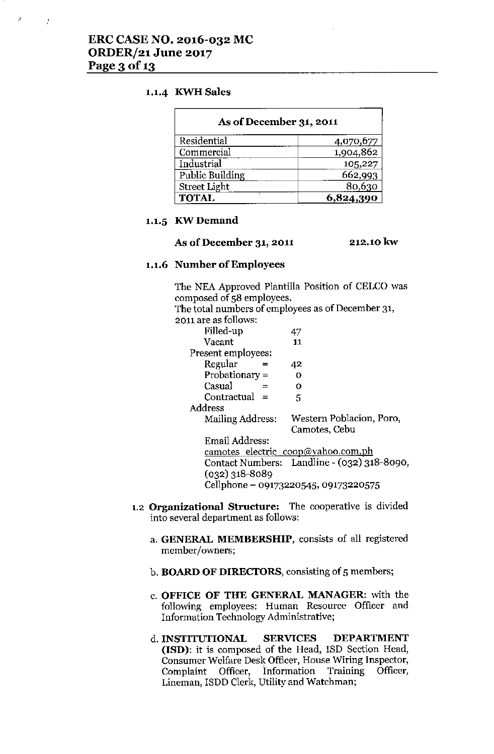### 1.1.4 KWH Sales

| As of December 31, 2011 | |
|---|---|
| Residential | 4,070,677 |
| Commercial | 1,904,862 |
| Industrial | 105,227 |
| Public Building | 662,993 |
| Street Light | 80,630 |
| **TOTAL** | **6,824,390** |

### 1.1.5 KW Demand

**As of December 31, 2011** **212.10 kw**

### 1.1.6 Number of Employees

The NEA Approved Plantilla Position of CELCO was composed of 58 employees.
The total numbers of employees as of December 31, 2011 are as follows:

Filled-up 47
Vacant 11
Present employees:
Regular = 42
Probationary = 0
Casual = 0
Contractual = 5

Address
Mailing Address: Western Poblacion, Poro, Camotes, Cebu
Email Address:
camotes_electric_coop@yahoo.com.ph
Contact Numbers: Landline - (032) 318-8090, (032) 318-8089
Cellphone – 09173220545, 09173220575

1.2 **Organizational Structure:** The cooperative is divided into several department as follows:

a. **GENERAL MEMBERSHIP**, consists of all registered member/owners;

b. **BOARD OF DIRECTORS**, consisting of 5 members;

c. **OFFICE OF THE GENERAL MANAGER:** with the following employees: Human Resource Officer and Information Technology Administrative;

d. **INSTITUTIONAL SERVICES DEPARTMENT (ISD)**: it is composed of the Head, ISD Section Head, Consumer Welfare Desk Officer, House Wiring Inspector, Complaint Officer, Information Training Officer, Lineman, ISDD Clerk, Utility and Watchman;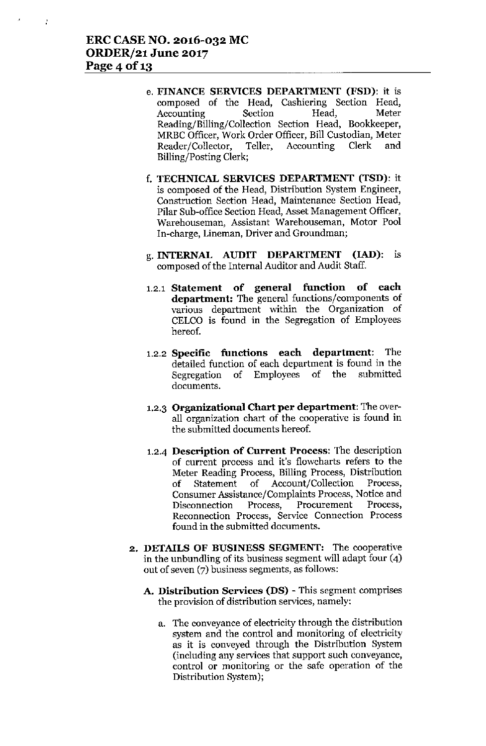e. **FINANCE SERVICES DEPARTMENT (FSD)**: it is composed of the Head, Cashiering Section Head, Accounting Section Head, Meter Reading/Billing/Collection Section Head, Bookkeeper, MRBC Officer, Work Order Officer, Bill Custodian, Meter Reader/Collector, Teller, Accounting Clerk and Billing/Posting Clerk;

f. **TECHNICAL SERVICES DEPARTMENT (TSD)**: it is composed of the Head, Distribution System Engineer, Construction Section Head, Maintenance Section Head, Pilar Sub-office Section Head, Asset Management Officer, Warehouseman, Assistant Warehouseman, Motor Pool In-charge, Lineman, Driver and Groundman;

g. **INTERNAL AUDIT DEPARTMENT (IAD)**: is composed of the Internal Auditor and Audit Staff.

1.2.1 **Statement of general function of each department:** The general functions/components of various department within the Organization of CELCO is found in the Segregation of Employees hereof.

1.2.2 **Specific functions each department**: The detailed function of each department is found in the Segregation of Employees of the submitted documents.

1.2.3 **Organizational Chart per department**: The over-all organization chart of the cooperative is found in the submitted documents hereof.

1.2.4 **Description of Current Process**: The description of current process and it's flowcharts refers to the Meter Reading Process, Billing Process, Distribution of Statement of Account/Collection Process, Consumer Assistance/Complaints Process, Notice and Disconnection Process, Procurement Process, Reconnection Process, Service Connection Process found in the submitted documents.

2. **DETAILS OF BUSINESS SEGMENT:** The cooperative in the unbundling of its business segment will adapt four (4) out of seven (7) business segments, as follows:

   A. **Distribution Services (DS)** - This segment comprises the provision of distribution services, namely:

      a. The conveyance of electricity through the distribution system and the control and monitoring of electricity as it is conveyed through the Distribution System (including any services that support such conveyance, control or monitoring or the safe operation of the Distribution System);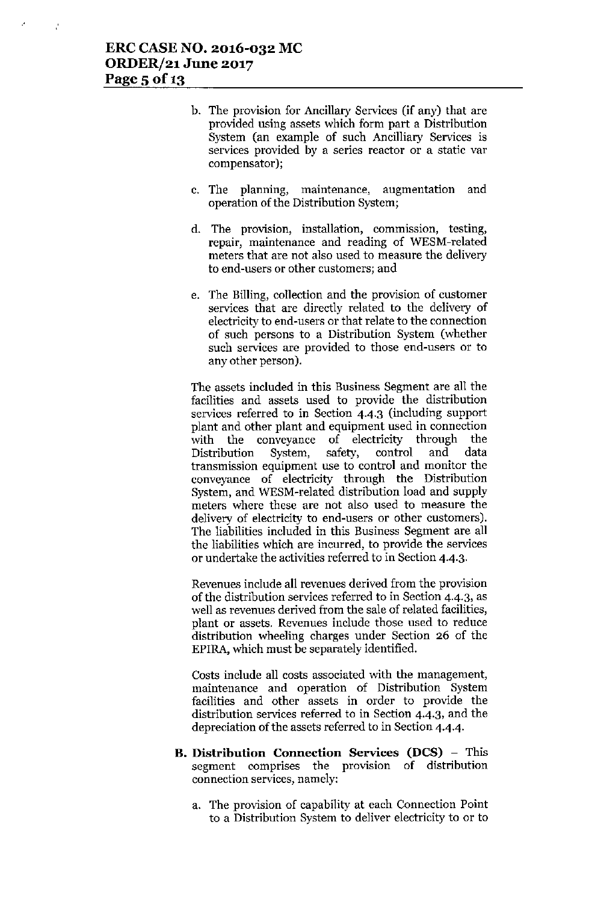b. The provision for Ancillary Services (if any) that are provided using assets which form part a Distribution System (an example of such Ancilliary Services is services provided by a series reactor or a static var compensator);

c. The planning, maintenance, augmentation and operation of the Distribution System;

d. The provision, installation, commission, testing, repair, maintenance and reading of WESM-related meters that are not also used to measure the delivery to end-users or other customers; and

e. The Billing, collection and the provision of customer services that are directly related to the delivery of electricity to end-users or that relate to the connection of such persons to a Distribution System (whether such services are provided to those end-users or to any other person).

The assets included in this Business Segment are all the facilities and assets used to provide the distribution services referred to in Section 4.4.3 (including support plant and other plant and equipment used in connection with the conveyance of electricity through the Distribution System, safety, control and data transmission equipment use to control and monitor the conveyance of electricity through the Distribution System, and WESM-related distribution load and supply meters where these are not also used to measure the delivery of electricity to end-users or other customers). The liabilities included in this Business Segment are all the liabilities which are incurred, to provide the services or undertake the activities referred to in Section 4.4.3.

Revenues include all revenues derived from the provision of the distribution services referred to in Section 4.4.3, as well as revenues derived from the sale of related facilities, plant or assets. Revenues include those used to reduce distribution wheeling charges under Section 26 of the EPIRA, which must be separately identified.

Costs include all costs associated with the management, maintenance and operation of Distribution System facilities and other assets in order to provide the distribution services referred to in Section 4.4.3, and the depreciation of the assets referred to in Section 4.4.4.

**B. Distribution Connection Services (DCS)** – This segment comprises the provision of distribution connection services, namely:

a. The provision of capability at each Connection Point to a Distribution System to deliver electricity to or to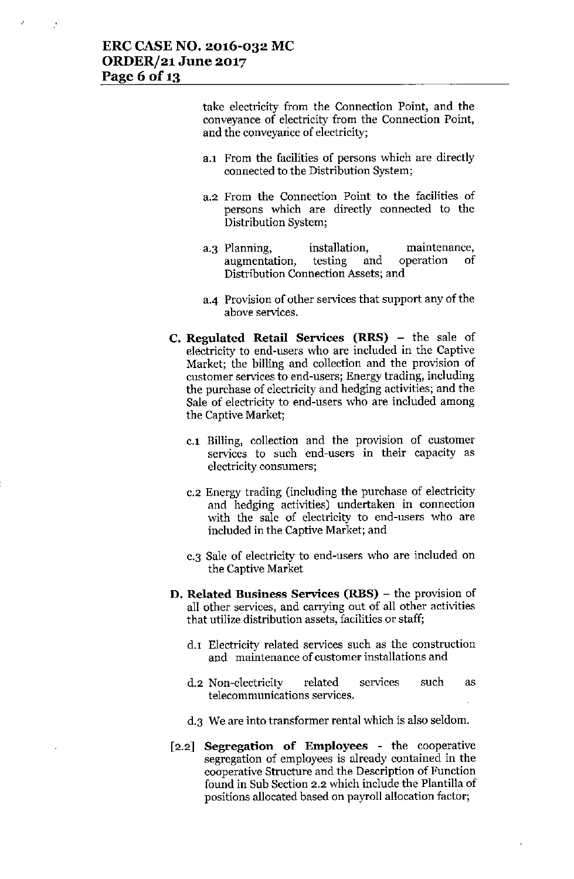take electricity from the Connection Point, and the conveyance of electricity from the Connection Point, and the conveyance of electricity;

a.1 From the facilities of persons which are directly connected to the Distribution System;

a.2 From the Connection Point to the facilities of persons which are directly connected to the Distribution System;

a.3 Planning, installation, maintenance, augmentation, testing and operation of Distribution Connection Assets; and

a.4 Provision of other services that support any of the above services.

**C. Regulated Retail Services (RRS)** – the sale of electricity to end-users who are included in the Captive Market; the billing and collection and the provision of customer services to end-users; Energy trading, including the purchase of electricity and hedging activities; and the Sale of electricity to end-users who are included among the Captive Market;

c.1 Billing, collection and the provision of customer services to such end-users in their capacity as electricity consumers;

c.2 Energy trading (including the purchase of electricity and hedging activities) undertaken in connection with the sale of electricity to end-users who are included in the Captive Market; and

c.3 Sale of electricity to end-users who are included on the Captive Market

**D. Related Business Services (RBS)** – the provision of all other services, and carrying out of all other activities that utilize distribution assets, facilities or staff;

d.1 Electricity related services such as the construction and maintenance of customer installations and

d.2 Non-electricity related services such as telecommunications services.

d.3 We are into transformer rental which is also seldom.

[2.2] **Segregation of Employees** - the cooperative segregation of employees is already contained in the cooperative Structure and the Description of Function found in Sub Section 2.2 which include the Plantilla of positions allocated based on payroll allocation factor;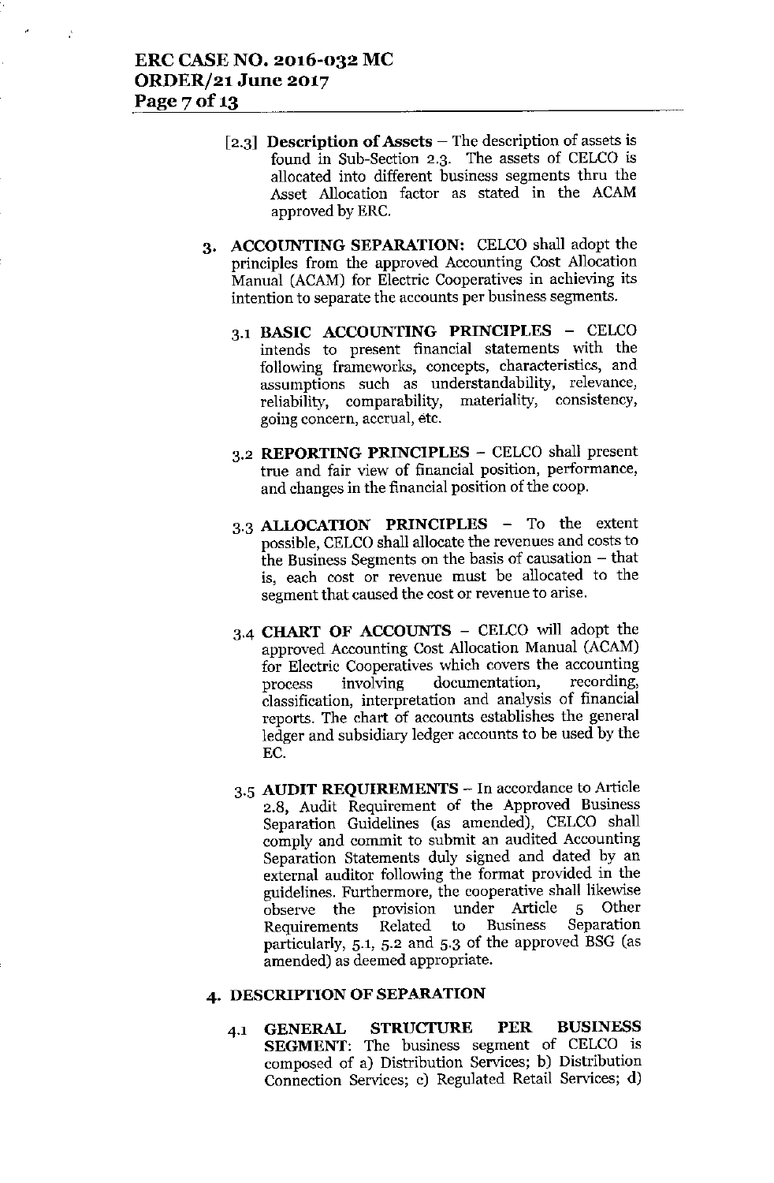[2.3] **Description of Assets** – The description of assets is found in Sub-Section 2.3. The assets of CELCO is allocated into different business segments thru the Asset Allocation factor as stated in the ACAM approved by ERC.

3. **ACCOUNTING SEPARATION:** CELCO shall adopt the principles from the approved Accounting Cost Allocation Manual (ACAM) for Electric Cooperatives in achieving its intention to separate the accounts per business segments.

   3.1 **BASIC ACCOUNTING PRINCIPLES** – CELCO intends to present financial statements with the following frameworks, concepts, characteristics, and assumptions such as understandability, relevance, reliability, comparability, materiality, consistency, going concern, accrual, etc.

   3.2 **REPORTING PRINCIPLES** – CELCO shall present true and fair view of financial position, performance, and changes in the financial position of the coop.

   3.3 **ALLOCATION PRINCIPLES** – To the extent possible, CELCO shall allocate the revenues and costs to the Business Segments on the basis of causation – that is, each cost or revenue must be allocated to the segment that caused the cost or revenue to arise.

   3.4 **CHART OF ACCOUNTS** – CELCO will adopt the approved Accounting Cost Allocation Manual (ACAM) for Electric Cooperatives which covers the accounting process involving documentation, recording, classification, interpretation and analysis of financial reports. The chart of accounts establishes the general ledger and subsidiary ledger accounts to be used by the EC.

   3.5 **AUDIT REQUIREMENTS** – In accordance to Article 2.8, Audit Requirement of the Approved Business Separation Guidelines (as amended), CELCO shall comply and commit to submit an audited Accounting Separation Statements duly signed and dated by an external auditor following the format provided in the guidelines. Furthermore, the cooperative shall likewise observe the provision under Article 5 Other Requirements Related to Business Separation particularly, 5.1, 5.2 and 5.3 of the approved BSG (as amended) as deemed appropriate.

4. **DESCRIPTION OF SEPARATION**

   4.1 **GENERAL STRUCTURE PER BUSINESS SEGMENT**: The business segment of CELCO is composed of a) Distribution Services; b) Distribution Connection Services; c) Regulated Retail Services; d)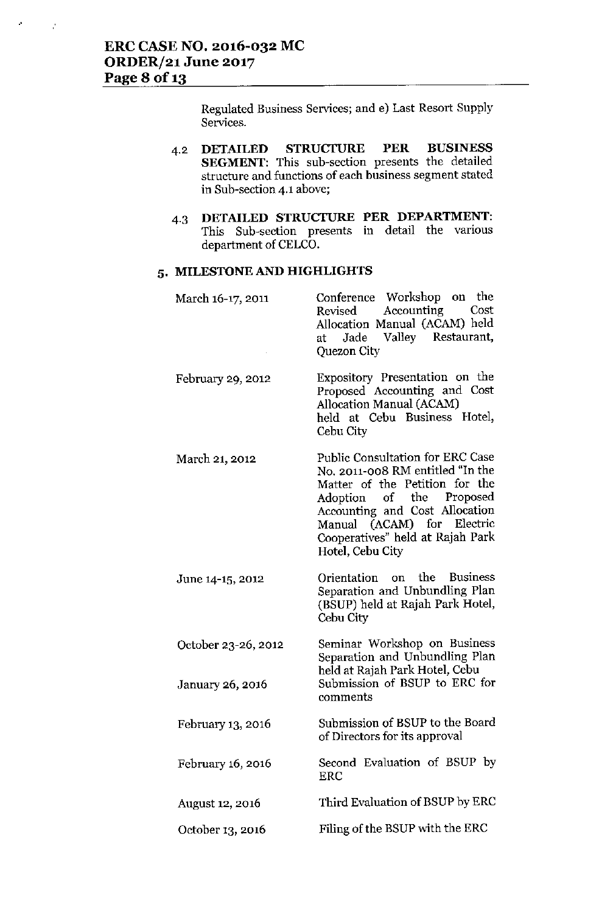Regulated Business Services; and e) Last Resort Supply Services.

4.2 **DETAILED STRUCTURE PER BUSINESS SEGMENT**: This sub-section presents the detailed structure and functions of each business segment stated in Sub-section 4.1 above;

4.3 **DETAILED STRUCTURE PER DEPARTMENT**: This Sub-section presents in detail the various department of CELCO.

## 5. MILESTONE AND HIGHLIGHTS

| | |
|---|---|
| March 16-17, 2011 | Conference Workshop on the Revised Accounting Cost Allocation Manual (ACAM) held at Jade Valley Restaurant, Quezon City |
| February 29, 2012 | Expository Presentation on the Proposed Accounting and Cost Allocation Manual (ACAM) held at Cebu Business Hotel, Cebu City |
| March 21, 2012 | Public Consultation for ERC Case No. 2011-008 RM entitled "In the Matter of the Petition for the Adoption of the Proposed Accounting and Cost Allocation Manual (ACAM) for Electric Cooperatives" held at Rajah Park Hotel, Cebu City |
| June 14-15, 2012 | Orientation on the Business Separation and Unbundling Plan (BSUP) held at Rajah Park Hotel, Cebu City |
| October 23-26, 2012 | Seminar Workshop on Business Separation and Unbundling Plan held at Rajah Park Hotel, Cebu |
| January 26, 2016 | Submission of BSUP to ERC for comments |
| February 13, 2016 | Submission of BSUP to the Board of Directors for its approval |
| February 16, 2016 | Second Evaluation of BSUP by ERC |
| August 12, 2016 | Third Evaluation of BSUP by ERC |
| October 13, 2016 | Filing of the BSUP with the ERC |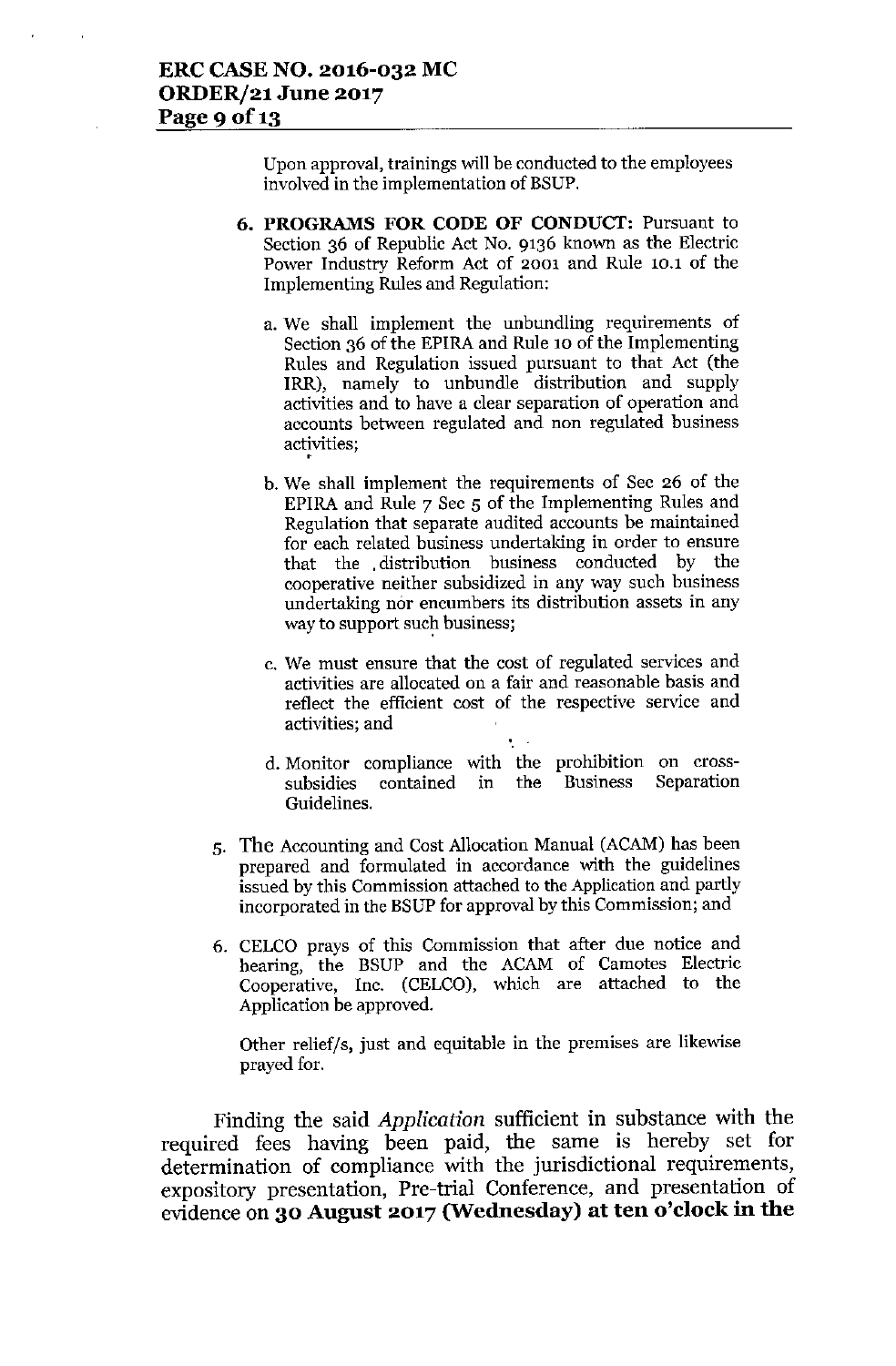Upon approval, trainings will be conducted to the employees involved in the implementation of BSUP.

6. **PROGRAMS FOR CODE OF CONDUCT:** Pursuant to Section 36 of Republic Act No. 9136 known as the Electric Power Industry Reform Act of 2001 and Rule 10.1 of the Implementing Rules and Regulation:

   a. We shall implement the unbundling requirements of Section 36 of the EPIRA and Rule 10 of the Implementing Rules and Regulation issued pursuant to that Act (the IRR), namely to unbundle distribution and supply activities and to have a clear separation of operation and accounts between regulated and non regulated business activities;

   b. We shall implement the requirements of Sec 26 of the EPIRA and Rule 7 Sec 5 of the Implementing Rules and Regulation that separate audited accounts be maintained for each related business undertaking in order to ensure that the distribution business conducted by the cooperative neither subsidized in any way such business undertaking nor encumbers its distribution assets in any way to support such business;

   c. We must ensure that the cost of regulated services and activities are allocated on a fair and reasonable basis and reflect the efficient cost of the respective service and activities; and

   d. Monitor compliance with the prohibition on cross-subsidies contained in the Business Separation Guidelines.

5. The Accounting and Cost Allocation Manual (ACAM) has been prepared and formulated in accordance with the guidelines issued by this Commission attached to the Application and partly incorporated in the BSUP for approval by this Commission; and

6. CELCO prays of this Commission that after due notice and hearing, the BSUP and the ACAM of Camotes Electric Cooperative, Inc. (CELCO), which are attached to the Application be approved.

   Other relief/s, just and equitable in the premises are likewise prayed for.

Finding the said *Application* sufficient in substance with the required fees having been paid, the same is hereby set for determination of compliance with the jurisdictional requirements, expository presentation, Pre-trial Conference, and presentation of evidence on **30 August 2017 (Wednesday) at ten o'clock in the**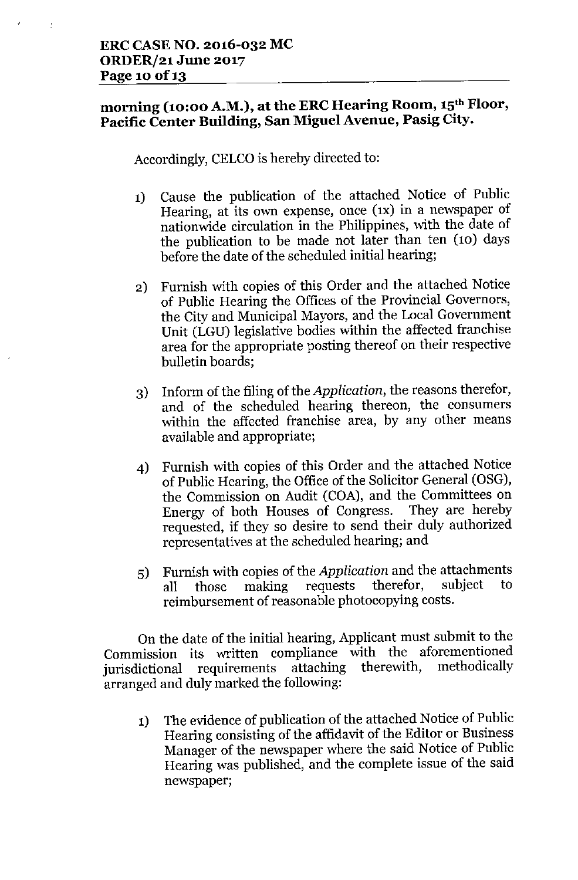**morning (10:00 A.M.), at the ERC Hearing Room, 15th Floor, Pacific Center Building, San Miguel Avenue, Pasig City.**

Accordingly, CELCO is hereby directed to:

1) Cause the publication of the attached Notice of Public Hearing, at its own expense, once (1x) in a newspaper of nationwide circulation in the Philippines, with the date of the publication to be made not later than ten (10) days before the date of the scheduled initial hearing;

2) Furnish with copies of this Order and the attached Notice of Public Hearing the Offices of the Provincial Governors, the City and Municipal Mayors, and the Local Government Unit (LGU) legislative bodies within the affected franchise area for the appropriate posting thereof on their respective bulletin boards;

3) Inform of the filing of the *Application*, the reasons therefor, and of the scheduled hearing thereon, the consumers within the affected franchise area, by any other means available and appropriate;

4) Furnish with copies of this Order and the attached Notice of Public Hearing, the Office of the Solicitor General (OSG), the Commission on Audit (COA), and the Committees on Energy of both Houses of Congress. They are hereby requested, if they so desire to send their duly authorized representatives at the scheduled hearing; and

5) Furnish with copies of the *Application* and the attachments all those making requests therefor, subject to reimbursement of reasonable photocopying costs.

On the date of the initial hearing, Applicant must submit to the Commission its written compliance with the aforementioned jurisdictional requirements attaching therewith, methodically arranged and duly marked the following:

1) The evidence of publication of the attached Notice of Public Hearing consisting of the affidavit of the Editor or Business Manager of the newspaper where the said Notice of Public Hearing was published, and the complete issue of the said newspaper;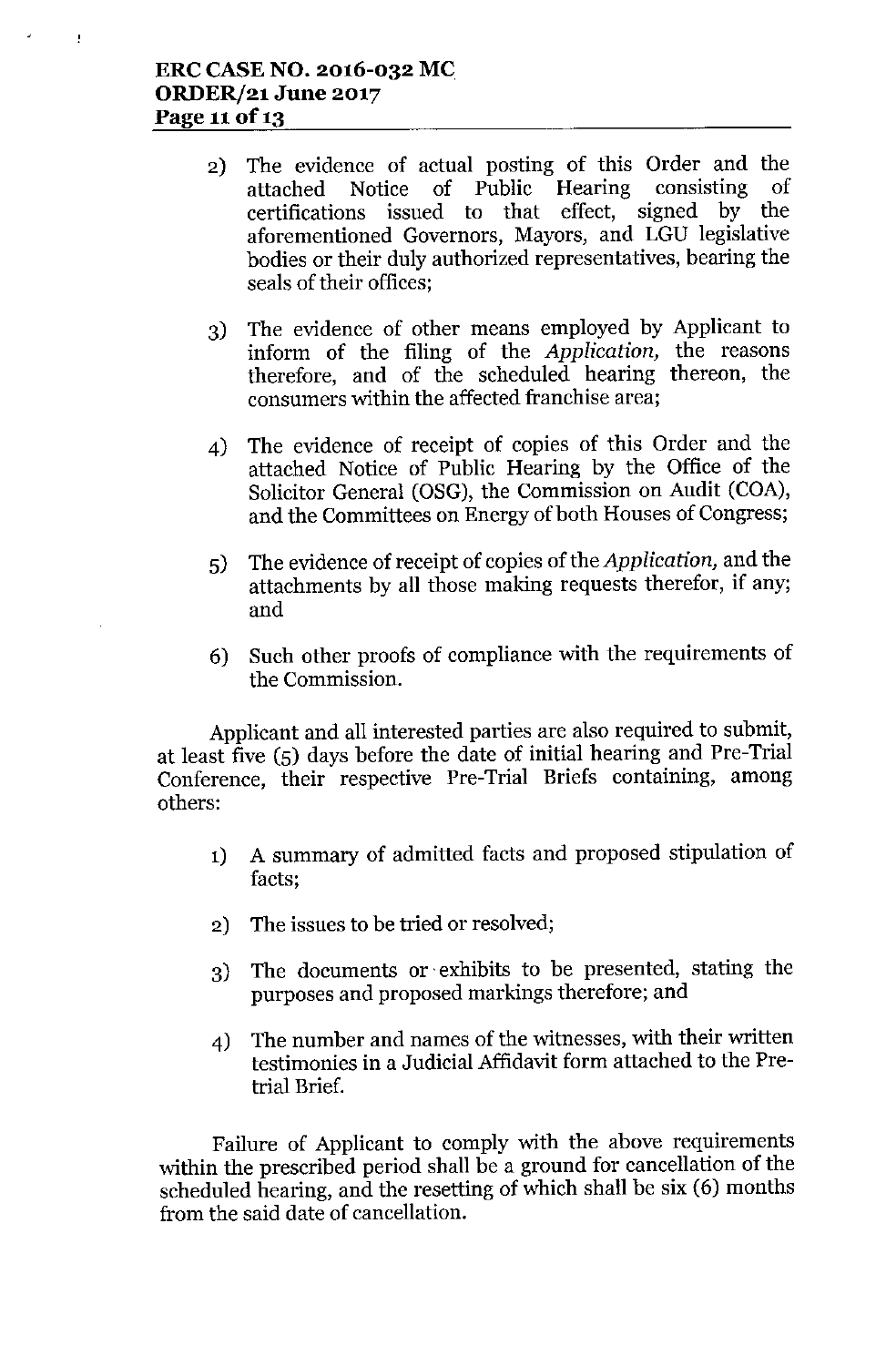2) The evidence of actual posting of this Order and the attached Notice of Public Hearing consisting of certifications issued to that effect, signed by the aforementioned Governors, Mayors, and LGU legislative bodies or their duly authorized representatives, bearing the seals of their offices;

3) The evidence of other means employed by Applicant to inform of the filing of the *Application*, the reasons therefore, and of the scheduled hearing thereon, the consumers within the affected franchise area;

4) The evidence of receipt of copies of this Order and the attached Notice of Public Hearing by the Office of the Solicitor General (OSG), the Commission on Audit (COA), and the Committees on Energy of both Houses of Congress;

5) The evidence of receipt of copies of the *Application*, and the attachments by all those making requests therefor, if any; and

6) Such other proofs of compliance with the requirements of the Commission.

Applicant and all interested parties are also required to submit, at least five (5) days before the date of initial hearing and Pre-Trial Conference, their respective Pre-Trial Briefs containing, among others:

1) A summary of admitted facts and proposed stipulation of facts;

2) The issues to be tried or resolved;

3) The documents or exhibits to be presented, stating the purposes and proposed markings therefore; and

4) The number and names of the witnesses, with their written testimonies in a Judicial Affidavit form attached to the Pre-trial Brief.

Failure of Applicant to comply with the above requirements within the prescribed period shall be a ground for cancellation of the scheduled hearing, and the resetting of which shall be six (6) months from the said date of cancellation.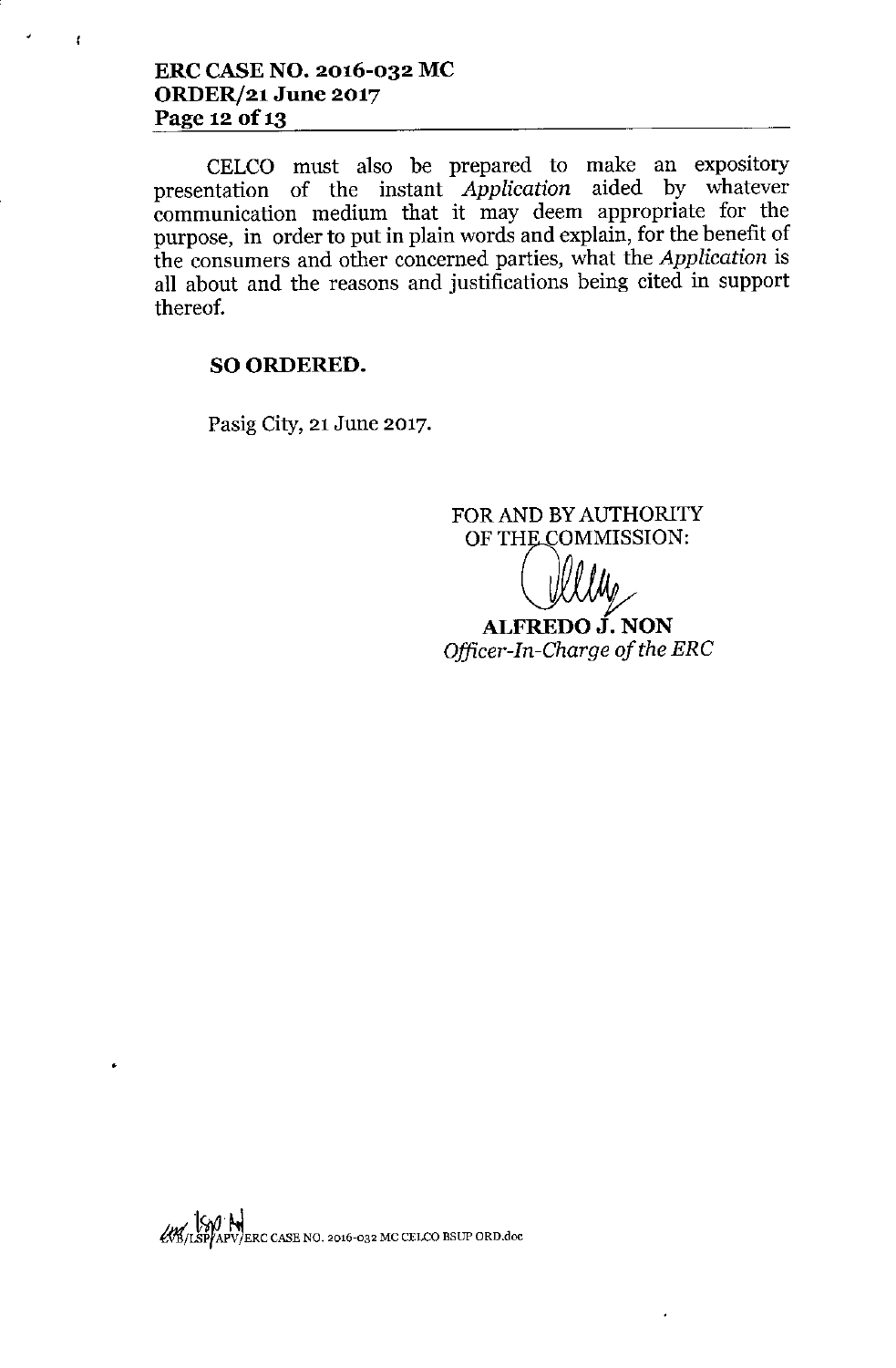CELCO must also be prepared to make an expository presentation of the instant *Application* aided by whatever communication medium that it may deem appropriate for the purpose, in order to put in plain words and explain, for the benefit of the consumers and other concerned parties, what the *Application* is all about and the reasons and justifications being cited in support thereof.

**SO ORDERED.**

Pasig City, 21 June 2017.

FOR AND BY AUTHORITY
OF THE COMMISSION:

**ALFREDO J. NON**
*Officer-In-Charge of the ERC*

LVB/LSP/APV/ERC CASE NO. 2016-032 MC CELCO BSUP ORD.doc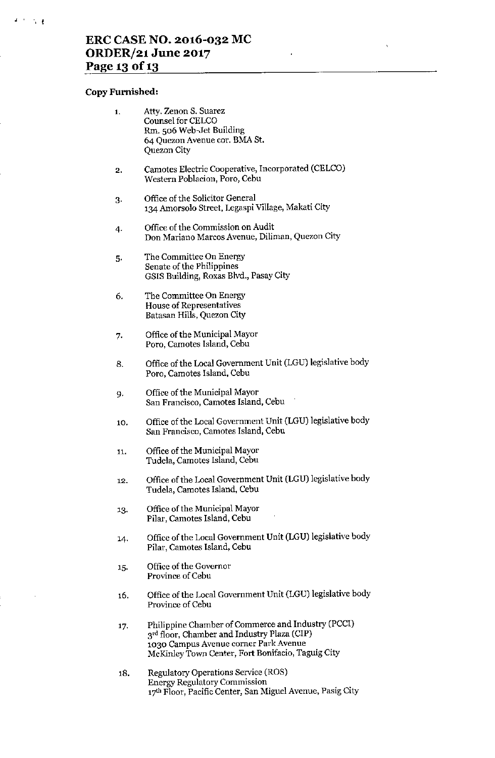**Copy Furnished:**

1. Atty. Zenon S. Suarez
   Counsel for CELCO
   Rm. 506 Web-Jet Building
   64 Quezon Avenue cor. BMA St.
   Quezon City

2. Camotes Electric Cooperative, Incorporated (CELCO)
   Western Poblacion, Poro, Cebu

3. Office of the Solicitor General
   134 Amorsolo Street, Legaspi Village, Makati City

4. Office of the Commission on Audit
   Don Mariano Marcos Avenue, Diliman, Quezon City

5. The Committee On Energy
   Senate of the Philippines
   GSIS Building, Roxas Blvd., Pasay City

6. The Committee On Energy
   House of Representatives
   Batasan Hills, Quezon City

7. Office of the Municipal Mayor
   Poro, Camotes Island, Cebu

8. Office of the Local Government Unit (LGU) legislative body
   Poro, Camotes Island, Cebu

9. Office of the Municipal Mayor
   San Francisco, Camotes Island, Cebu

10. Office of the Local Government Unit (LGU) legislative body
    San Francisco, Camotes Island, Cebu

11. Office of the Municipal Mayor
    Tudela, Camotes Island, Cebu

12. Office of the Local Government Unit (LGU) legislative body
    Tudela, Camotes Island, Cebu

13. Office of the Municipal Mayor
    Pilar, Camotes Island, Cebu

14. Office of the Local Government Unit (LGU) legislative body
    Pilar, Camotes Island, Cebu

15. Office of the Governor
    Province of Cebu

16. Office of the Local Government Unit (LGU) legislative body
    Province of Cebu

17. Philippine Chamber of Commerce and Industry (PCCI)
    3rd floor, Chamber and Industry Plaza (CIP)
    1030 Campus Avenue corner Park Avenue
    McKinley Town Center, Fort Bonifacio, Taguig City

18. Regulatory Operations Service (ROS)
    Energy Regulatory Commission
    17th Floor, Pacific Center, San Miguel Avenue, Pasig City